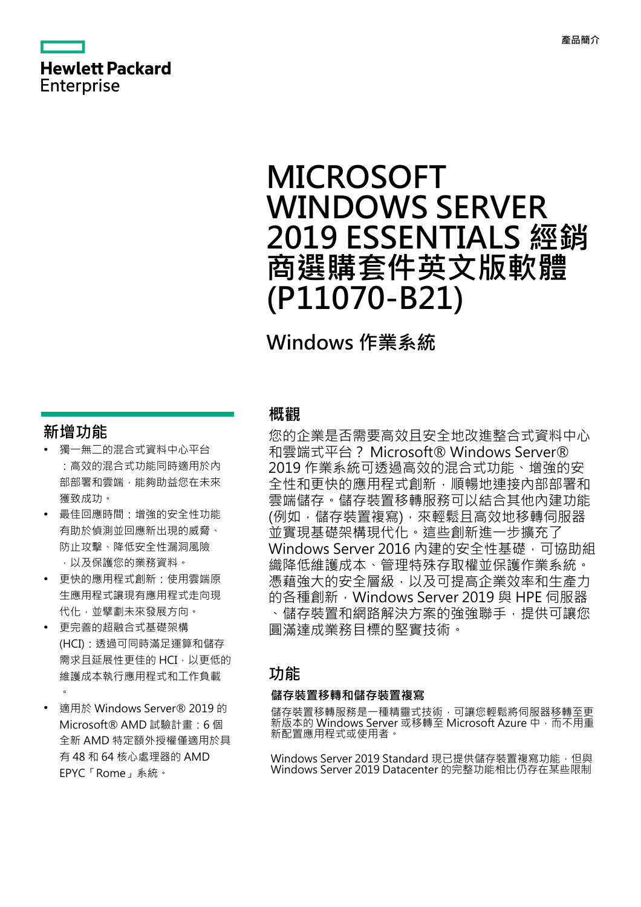Hewlett Packard Enterprise

產品簡介

# MICROSOFT WINDOWS SERVER 2019 ESSENTIALS 經銷商選購套件英文版軟體 (P11070-B21)

## Windows 作業系統

## 概觀

您的企業是否需要高效且安全地改進整合式資料中心和雲端式平台？ Microsoft® Windows Server® 2019 作業系統可透過高效的混合式功能、增強的安全性和更快的應用程式創新，順暢地連接內部部署和雲端儲存。儲存裝置移轉服務可以結合其他內建功能 (例如，儲存裝置複寫)，來輕鬆且高效地移轉伺服器並實現基礎架構現代化。這些創新進一步擴充了 Windows Server 2016 內建的安全性基礎，可協助組織降低維護成本、管理特殊存取權並保護作業系統。憑藉強大的安全層級，以及可提高企業效率和生產力的各種創新，Windows Server 2019 與 HPE 伺服器、儲存裝置和網路解決方案的強強聯手，提供可讓您圓滿達成業務目標的堅實技術。

## 新增功能

- 獨一無二的混合式資料中心平台：高效的混合式功能同時適用於內部部署和雲端，能夠助益您在未來獲致成功。
- 最佳回應時間：增強的安全性功能有助於偵測並回應新出現的威脅、防止攻擊、降低安全性漏洞風險，以及保護您的業務資料。
- 更快的應用程式創新：使用雲端原生應用程式讓現有應用程式走向現代化，並擘劃未來發展方向。
- 更完善的超融合式基礎架構 (HCI)：透過可同時滿足運算和儲存需求且延展性更佳的 HCI，以更低的維護成本執行應用程式和工作負載。
- 適用於 Windows Server® 2019 的 Microsoft® AMD 試驗計畫：6 個全新 AMD 特定額外授權僅適用於具有 48 和 64 核心處理器的 AMD EPYC「Rome」系統。

## 功能

### 儲存裝置移轉和儲存裝置複寫

儲存裝置移轉服務是一種精靈式技術，可讓您輕鬆將伺服器移轉至更新版本的 Windows Server 或移轉至 Microsoft Azure 中，而不用重新配置應用程式或使用者。

Windows Server 2019 Standard 現已提供儲存裝置複寫功能，但與 Windows Server 2019 Datacenter 的完整功能相比仍存在某些限制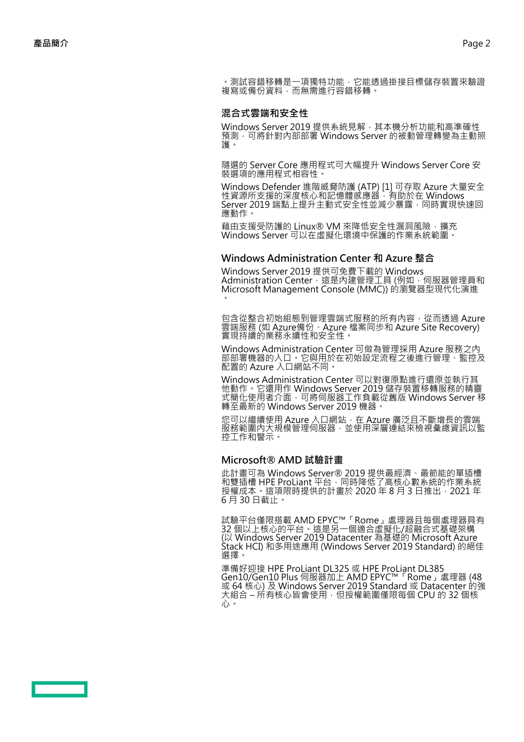。測試容錯移轉是一項獨特功能，它能透過掛接目標儲存裝置來驗證複寫或備份資料，而無需進行容錯移轉。

## 混合式雲端和安全性

Windows Server 2019 提供系統見解，其本機分析功能和高準確性預測，可將針對內部部署 Windows Server 的被動管理轉變為主動照護。

隨選的 Server Core 應用程式可大幅提升 Windows Server Core 安裝選項的應用程式相容性。

Windows Defender 進階威脅防護 (ATP) [1] 可存取 Azure 大量安全性資源所支援的深度核心和記憶體感應器，有助於在 Windows Server 2019 端點上提升主動式安全性並減少暴露，同時實現快速回應動作。

藉由支援受防護的 Linux® VM 來降低安全性漏洞風險，擴充 Windows Server 可以在虛擬化環境中保護的作業系統範圍。

## Windows Administration Center 和 Azure 整合

Windows Server 2019 提供可免費下載的 Windows Administration Center，這是內建管理工具 (例如，伺服器管理員和 Microsoft Management Console (MMC)) 的瀏覽器型現代化演進。

包含從整合初始組態到管理雲端式服務的所有內容，從而透過 Azure 雲端服務 (如 Azure備份、Azure 檔案同步和 Azure Site Recovery) 實現持續的業務永續性和安全性。

Windows Administration Center 可做為管理採用 Azure 服務之內部部署機器的入口。它與用於在初始設定流程之後進行管理、監控及配置的 Azure 入口網站不同。

Windows Administration Center 可以對復原點進行還原並執行其他動作。它還用作 Windows Server 2019 儲存裝置移轉服務的精靈式簡化使用者介面，可將伺服器工作負載從舊版 Windows Server 移轉至最新的 Windows Server 2019 機器。

您可以繼續使用 Azure 入口網站，在 Azure 廣泛且不斷增長的雲端服務範圍內大規模管理伺服器，並使用深層連結來檢視彙總資訊以監控工作和警示。

## Microsoft® AMD 試驗計畫

此計畫可為 Windows Server® 2019 提供最經濟、最節能的單插槽和雙插槽 HPE ProLiant 平台，同時降低了高核心數系統的作業系統授權成本。這項限時提供的計畫於 2020 年 8 月 3 日推出，2021 年 6 月 30 日截止。

試驗平台僅限搭載 AMD EPYC™「Rome」處理器且每個處理器具有 32 個以上核心的平台。這是另一個適合虛擬化/超融合式基礎架構 (以 Windows Server 2019 Datacenter 為基礎的 Microsoft Azure Stack HCI) 和多用途應用 (Windows Server 2019 Standard) 的絕佳選擇。

準備好迎接 HPE ProLiant DL325 或 HPE ProLiant DL385 Gen10/Gen10 Plus 伺服器加上 AMD EPYC™「Rome」處理器 (48 或 64 核心) 及 Windows Server 2019 Standard 或 Datacenter 的強大組合 – 所有核心皆會使用，但授權範圍僅限每個 CPU 的 32 個核心。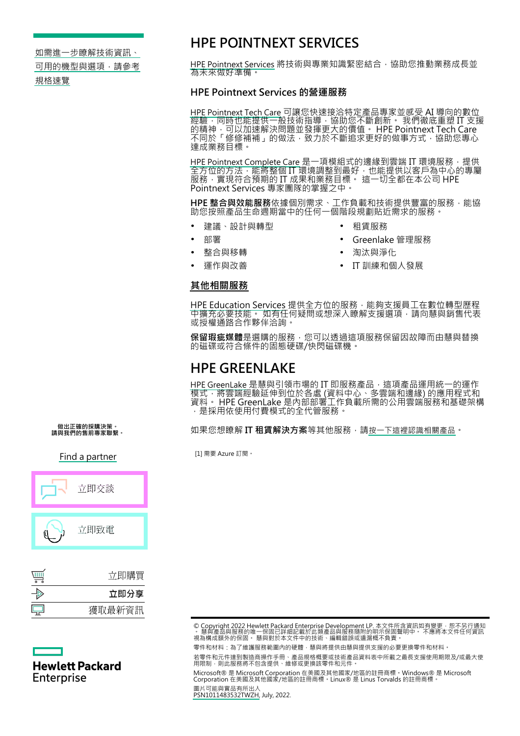如需進一步瞭解技術資訊、可用的機型與選項，請參考規格速覽

# HPE POINTNEXT SERVICES

HPE Pointnext Services 將技術與專業知識緊密結合，協助您推動業務成長並為未來做好準備。

### HPE Pointnext Services 的營運服務

HPE Pointnext Tech Care 可讓您快速接洽特定產品專家並感受 AI 導向的數位經驗，同時也能提供一般技術指導，協助您不斷創新。 我們徹底重塑 IT 支援的精神，可以加速解決問題並發揮更大的價值。 HPE Pointnext Tech Care 不同於「修修補補」的做法，致力於不斷追求更好的做事方式，協助您專心達成業務目標。

HPE Pointnext Complete Care 是一項模組式的邊緣到雲端 IT 環境服務，提供全方位的方法，能將整個 IT 環境調整到最好，也能提供以客戶為中心的專屬服務，實現符合預期的 IT 成果和業務目標。 這一切全都在本公司 HPE Pointnext Services 專家團隊的掌握之中。

**HPE 整合與效能服務**依據個別需求、工作負載和技術提供豐富的服務，能協助您按照產品生命週期當中的任何一個階段規劃貼近需求的服務。

- 建議、設計與轉型
- 部署
- 整合與移轉
- 運作與改善
- 租賃服務
- Greenlake 管理服務
- 淘汰與淨化
- IT 訓練和個人發展

### 其他相關服務

HPE Education Services 提供全方位的服務，能夠支援員工在數位轉型歷程中擴充必要技能。 如有任何疑問或想深入瞭解支援選項，請向慧與銷售代表或授權通路合作夥伴洽詢。

**保留瑕疵媒體**是選購的服務，您可以透過這項服務保留因故障而由慧與替換的磁碟或符合條件的固態硬碟/快閃磁碟機。

# HPE GREENLAKE

HPE GreenLake 是慧與引領市場的 IT 即服務產品，這項產品運用統一的運作模式，將雲端經驗延伸到位於各處 (資料中心、多雲端和邊緣) 的應用程式和資料。 HPE GreenLake 是內部部署工作負載所需的公用雲端服務和基礎架構，是採用依使用付費模式的全代管服務。

如果您想瞭解 **IT 租賃解決方案**等其他服務，請按一下這裡認識相關產品。

[1] 需要 Azure 訂閱。

做出正確的採購決策。
請與我們的售前專家聯繫。

Find a partner

立即交談

立即致電

立即購買

立即分享

獲取最新資訊

© Copyright 2022 Hewlett Packard Enterprise Development LP. 本文件所含資訊如有變更，恕不另行通知。慧與產品與服務的唯一保固已詳細記載於此類產品與服務隨附的明示保固聲明中。 不應將本文件任何資訊視為構成額外的保固。 慧與對於本文件中的技術、編輯錯誤或遺漏概不負責。

零件和材料：為了維護服務範圍內的硬體，慧與將提供由慧與提供支援的必要更換零件和材料。

若零件和元件達到製造商操作手冊、產品規格概要或技術產品資料表中所載之最長支援使用期限及/或最大使用限制，則此服務將不包含提供、維修或更換該零件和元件。

Microsoft® 是 Microsoft Corporation 在美國及其他國家/地區的註冊商標。Windows® 是 Microsoft Corporation 在美國及其他國家/地區的註冊商標。Linux® 是 Linus Torvalds 的註冊商標。

圖片可能與實品有所出入
PSN1011483532TWZH, July, 2022.

Hewlett Packard Enterprise